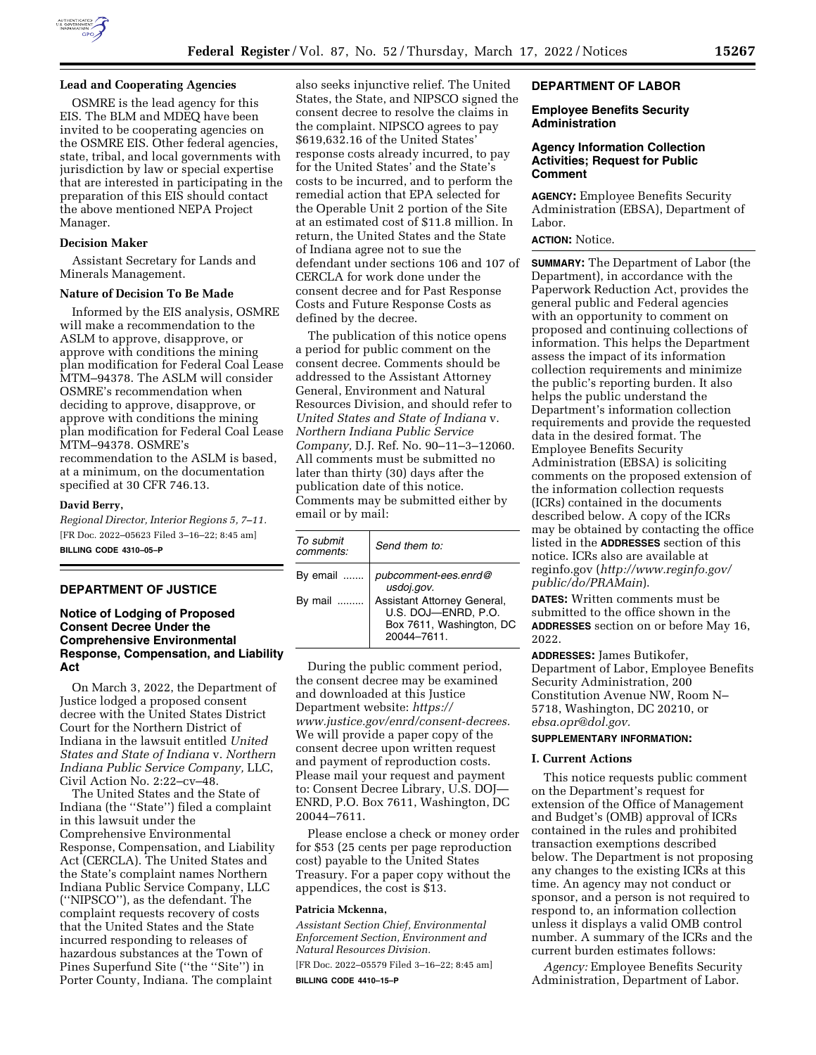### Lead and Cooperating Agencies

OSMRE is the lead agency for this EIS. The BLM and MDEQ have been invited to be cooperating agencies on the OSMRE EIS. Other federal agencies, state, tribal, and local governments with jurisdiction by law or special expertise that are interested in participating in the preparation of this EIS should contact the above mentioned NEPA Project Manager.

### Decision Maker

Assistant Secretary for Lands and Minerals Management.

### Nature of Decision To Be Made

Informed by the EIS analysis, OSMRE will make a recommendation to the ASLM to approve, disapprove, or approve with conditions the mining plan modification for Federal Coal Lease MTM–94378. The ASLM will consider OSMRE's recommendation when deciding to approve, disapprove, or approve with conditions the mining plan modification for Federal Coal Lease MTM–94378. OSMRE's recommendation to the ASLM is based, at a minimum, on the documentation specified at 30 CFR 746.13.

**David Berry,**

*Regional Director, Interior Regions 5, 7–11.*

[FR Doc. 2022–05623 Filed 3–16–22; 8:45 am]

**BILLING CODE 4310–05–P**

## DEPARTMENT OF JUSTICE

### Notice of Lodging of Proposed Consent Decree Under the Comprehensive Environmental Response, Compensation, and Liability Act

On March 3, 2022, the Department of Justice lodged a proposed consent decree with the United States District Court for the Northern District of Indiana in the lawsuit entitled *United States and State of Indiana* v. *Northern Indiana Public Service Company,* LLC, Civil Action No. 2:22–cv–48.

The United States and the State of Indiana (the ''State'') filed a complaint in this lawsuit under the Comprehensive Environmental Response, Compensation, and Liability Act (CERCLA). The United States and the State's complaint names Northern Indiana Public Service Company, LLC (''NIPSCO''), as the defendant. The complaint requests recovery of costs that the United States and the State incurred responding to releases of hazardous substances at the Town of Pines Superfund Site (''the ''Site'') in Porter County, Indiana. The complaint also seeks injunctive relief. The United States, the State, and NIPSCO signed the consent decree to resolve the claims in the complaint. NIPSCO agrees to pay $619,632.16 of the United States' response costs already incurred, to pay for the United States' and the State's costs to be incurred, and to perform the remedial action that EPA selected for the Operable Unit 2 portion of the Site at an estimated cost of $11.8 million. In return, the United States and the State of Indiana agree not to sue the defendant under sections 106 and 107 of CERCLA for work done under the consent decree and for Past Response Costs and Future Response Costs as defined by the decree.

The publication of this notice opens a period for public comment on the consent decree. Comments should be addressed to the Assistant Attorney General, Environment and Natural Resources Division, and should refer to *United States and State of Indiana* v. *Northern Indiana Public Service Company,* D.J. Ref. No. 90–11–3–12060. All comments must be submitted no later than thirty (30) days after the publication date of this notice. Comments may be submitted either by email or by mail:

| *To submit comments:* | *Send them to:* |
| --- | --- |
| By email ....... | *pubcomment-ees.enrd@usdoj.gov.* |
| By mail ......... | Assistant Attorney General, U.S. DOJ—ENRD, P.O. Box 7611, Washington, DC 20044–7611. |

During the public comment period, the consent decree may be examined and downloaded at this Justice Department website: *https://www.justice.gov/enrd/consent-decrees.* We will provide a paper copy of the consent decree upon written request and payment of reproduction costs. Please mail your request and payment to: Consent Decree Library, U.S. DOJ—ENRD, P.O. Box 7611, Washington, DC 20044–7611.

Please enclose a check or money order for $53 (25 cents per page reproduction cost) payable to the United States Treasury. For a paper copy without the appendices, the cost is $13.

**Patricia Mckenna,**

*Assistant Section Chief, Environmental Enforcement Section, Environment and Natural Resources Division.*

[FR Doc. 2022–05579 Filed 3–16–22; 8:45 am]

**BILLING CODE 4410–15–P**

## DEPARTMENT OF LABOR

### Employee Benefits Security Administration

### Agency Information Collection Activities; Request for Public Comment

**AGENCY:** Employee Benefits Security Administration (EBSA), Department of Labor.

**ACTION:** Notice.

**SUMMARY:** The Department of Labor (the Department), in accordance with the Paperwork Reduction Act, provides the general public and Federal agencies with an opportunity to comment on proposed and continuing collections of information. This helps the Department assess the impact of its information collection requirements and minimize the public's reporting burden. It also helps the public understand the Department's information collection requirements and provide the requested data in the desired format. The Employee Benefits Security Administration (EBSA) is soliciting comments on the proposed extension of the information collection requests (ICRs) contained in the documents described below. A copy of the ICRs may be obtained by contacting the office listed in the **ADDRESSES** section of this notice. ICRs also are available at reginfo.gov (*http://www.reginfo.gov/public/do/PRAMain*).

**DATES:** Written comments must be submitted to the office shown in the **ADDRESSES** section on or before May 16, 2022.

**ADDRESSES:** James Butikofer, Department of Labor, Employee Benefits Security Administration, 200 Constitution Avenue NW, Room N–5718, Washington, DC 20210, or *ebsa.opr@dol.gov.*

**SUPPLEMENTARY INFORMATION:**

**I. Current Actions**

This notice requests public comment on the Department's request for extension of the Office of Management and Budget's (OMB) approval of ICRs contained in the rules and prohibited transaction exemptions described below. The Department is not proposing any changes to the existing ICRs at this time. An agency may not conduct or sponsor, and a person is not required to respond to, an information collection unless it displays a valid OMB control number. A summary of the ICRs and the current burden estimates follows:

*Agency:* Employee Benefits Security Administration, Department of Labor.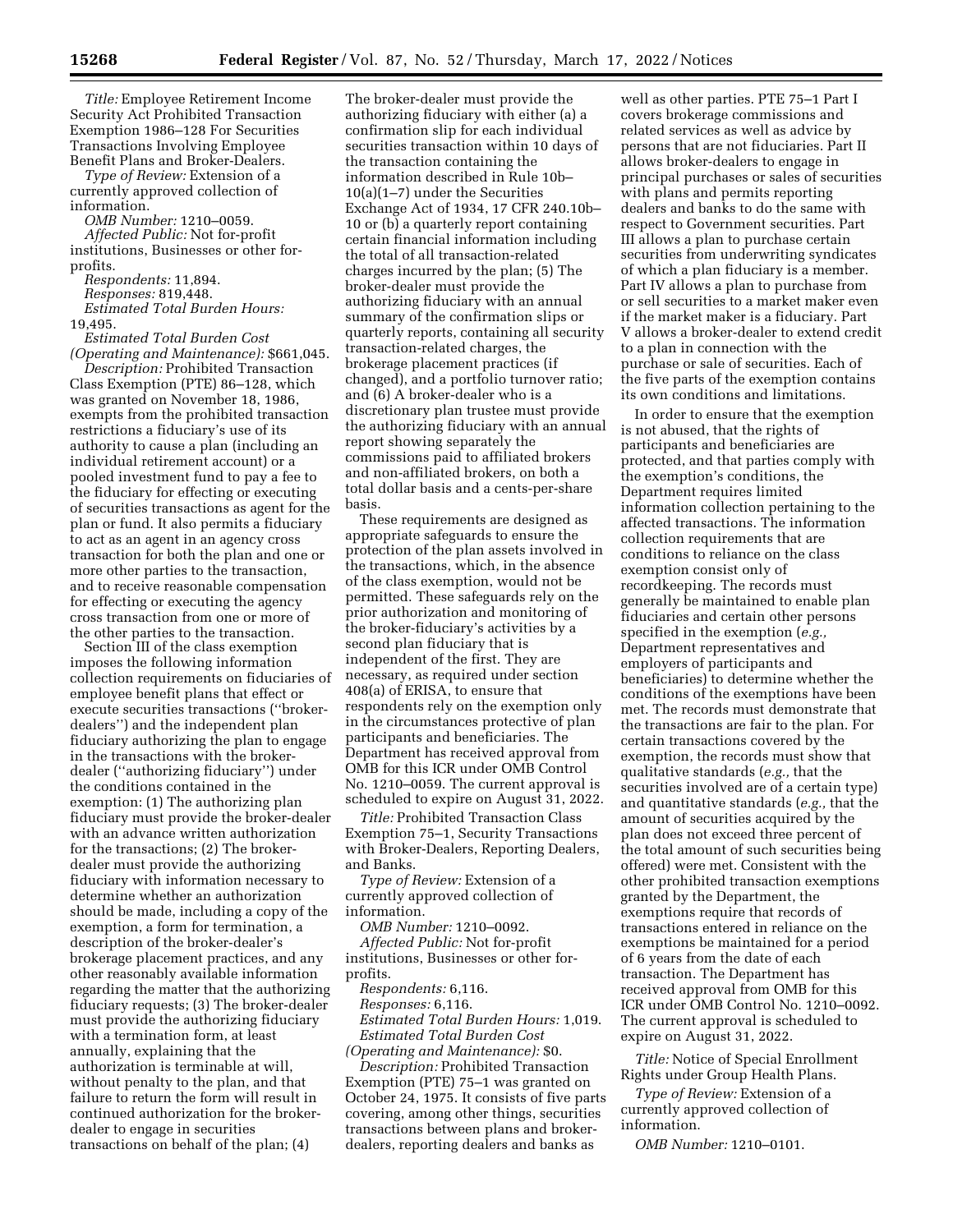*Title:* Employee Retirement Income Security Act Prohibited Transaction Exemption 1986–128 For Securities Transactions Involving Employee Benefit Plans and Broker-Dealers.

*Type of Review:* Extension of a currently approved collection of information.

*OMB Number:* 1210–0059.

*Affected Public:* Not for-profit institutions, Businesses or other for-profits.

*Respondents:* 11,894.

*Responses:* 819,448.

*Estimated Total Burden Hours:* 19,495.

*Estimated Total Burden Cost (Operating and Maintenance):* $661,045.

*Description:* Prohibited Transaction Class Exemption (PTE) 86–128, which was granted on November 18, 1986, exempts from the prohibited transaction restrictions a fiduciary's use of its authority to cause a plan (including an individual retirement account) or a pooled investment fund to pay a fee to the fiduciary for effecting or executing of securities transactions as agent for the plan or fund. It also permits a fiduciary to act as an agent in an agency cross transaction for both the plan and one or more other parties to the transaction, and to receive reasonable compensation for effecting or executing the agency cross transaction from one or more of the other parties to the transaction.

Section III of the class exemption imposes the following information collection requirements on fiduciaries of employee benefit plans that effect or execute securities transactions ("broker-dealers") and the independent plan fiduciary authorizing the plan to engage in the transactions with the broker-dealer ("authorizing fiduciary") under the conditions contained in the exemption: (1) The authorizing plan fiduciary must provide the broker-dealer with an advance written authorization for the transactions; (2) The broker-dealer must provide the authorizing fiduciary with information necessary to determine whether an authorization should be made, including a copy of the exemption, a form for termination, a description of the broker-dealer's brokerage placement practices, and any other reasonably available information regarding the matter that the authorizing fiduciary requests; (3) The broker-dealer must provide the authorizing fiduciary with a termination form, at least annually, explaining that the authorization is terminable at will, without penalty to the plan, and that failure to return the form will result in continued authorization for the broker-dealer to engage in securities transactions on behalf of the plan; (4) The broker-dealer must provide the authorizing fiduciary with either (a) a confirmation slip for each individual securities transaction within 10 days of the transaction containing the information described in Rule 10b–10(a)(1–7) under the Securities Exchange Act of 1934, 17 CFR 240.10b–10 or (b) a quarterly report containing certain financial information including the total of all transaction-related charges incurred by the plan; (5) The broker-dealer must provide the authorizing fiduciary with an annual summary of the confirmation slips or quarterly reports, containing all security transaction-related charges, the brokerage placement practices (if changed), and a portfolio turnover ratio; and (6) A broker-dealer who is a discretionary plan trustee must provide the authorizing fiduciary with an annual report showing separately the commissions paid to affiliated brokers and non-affiliated brokers, on both a total dollar basis and a cents-per-share basis.

These requirements are designed as appropriate safeguards to ensure the protection of the plan assets involved in the transactions, which, in the absence of the class exemption, would not be permitted. These safeguards rely on the prior authorization and monitoring of the broker-fiduciary's activities by a second plan fiduciary that is independent of the first. They are necessary, as required under section 408(a) of ERISA, to ensure that respondents rely on the exemption only in the circumstances protective of plan participants and beneficiaries. The Department has received approval from OMB for this ICR under OMB Control No. 1210–0059. The current approval is scheduled to expire on August 31, 2022.

*Title:* Prohibited Transaction Class Exemption 75–1, Security Transactions with Broker-Dealers, Reporting Dealers, and Banks.

*Type of Review:* Extension of a currently approved collection of information.

*OMB Number:* 1210–0092.

*Affected Public:* Not for-profit institutions, Businesses or other for-profits.

*Respondents:* 6,116.

*Responses:* 6,116.

*Estimated Total Burden Hours:* 1,019.

*Estimated Total Burden Cost (Operating and Maintenance):* $0.

*Description:* Prohibited Transaction Exemption (PTE) 75–1 was granted on October 24, 1975. It consists of five parts covering, among other things, securities transactions between plans and broker-dealers, reporting dealers and banks as well as other parties. PTE 75–1 Part I covers brokerage commissions and related services as well as advice by persons that are not fiduciaries. Part II allows broker-dealers to engage in principal purchases or sales of securities with plans and permits reporting dealers and banks to do the same with respect to Government securities. Part III allows a plan to purchase certain securities from underwriting syndicates of which a plan fiduciary is a member. Part IV allows a plan to purchase from or sell securities to a market maker even if the market maker is a fiduciary. Part V allows a broker-dealer to extend credit to a plan in connection with the purchase or sale of securities. Each of the five parts of the exemption contains its own conditions and limitations.

In order to ensure that the exemption is not abused, that the rights of participants and beneficiaries are protected, and that parties comply with the exemption's conditions, the Department requires limited information collection pertaining to the affected transactions. The information collection requirements that are conditions to reliance on the class exemption consist only of recordkeeping. The records must generally be maintained to enable plan fiduciaries and certain other persons specified in the exemption (*e.g.,* Department representatives and employers of participants and beneficiaries) to determine whether the conditions of the exemptions have been met. The records must demonstrate that the transactions are fair to the plan. For certain transactions covered by the exemption, the records must show that qualitative standards (*e.g.,* that the securities involved are of a certain type) and quantitative standards (*e.g.,* that the amount of securities acquired by the plan does not exceed three percent of the total amount of such securities being offered) were met. Consistent with the other prohibited transaction exemptions granted by the Department, the exemptions require that records of transactions entered in reliance on the exemptions be maintained for a period of 6 years from the date of each transaction. The Department has received approval from OMB for this ICR under OMB Control No. 1210–0092. The current approval is scheduled to expire on August 31, 2022.

*Title:* Notice of Special Enrollment Rights under Group Health Plans.

*Type of Review:* Extension of a currently approved collection of information.

*OMB Number:* 1210–0101.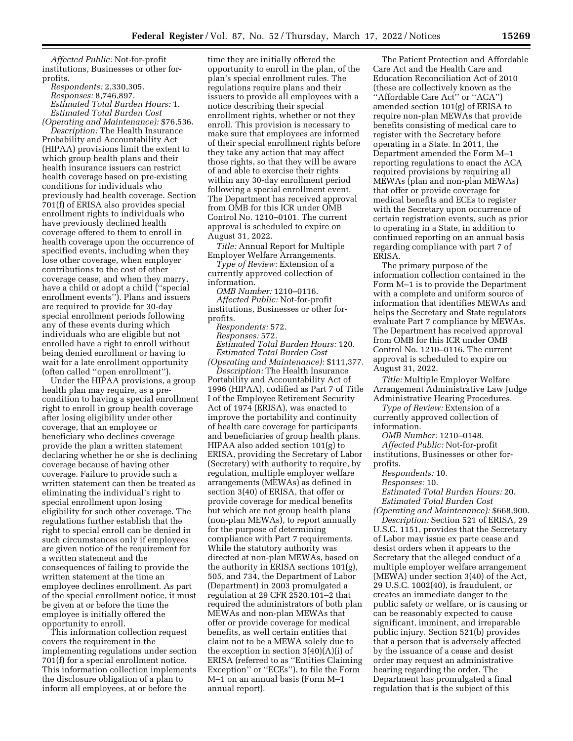*Affected Public:* Not-for-profit institutions, Businesses or other for-profits.

*Respondents:* 2,330,305.

*Responses:* 8,746,897.

*Estimated Total Burden Hours:* 1.

*Estimated Total Burden Cost (Operating and Maintenance):* $76,536.

*Description:* The Health Insurance Probability and Accountability Act (HIPAA) provisions limit the extent to which group health plans and their health insurance issuers can restrict health coverage based on pre-existing conditions for individuals who previously had health coverage. Section 701(f) of ERISA also provides special enrollment rights to individuals who have previously declined health coverage offered to them to enroll in health coverage upon the occurrence of specified events, including when they lose other coverage, when employer contributions to the cost of other coverage cease, and when they marry, have a child or adopt a child (''special enrollment events''). Plans and issuers are required to provide for 30-day special enrollment periods following any of these events during which individuals who are eligible but not enrolled have a right to enroll without being denied enrollment or having to wait for a late enrollment opportunity (often called ''open enrollment'').

Under the HIPAA provisions, a group health plan may require, as a pre-condition to having a special enrollment right to enroll in group health coverage after losing eligibility under other coverage, that an employee or beneficiary who declines coverage provide the plan a written statement declaring whether he or she is declining coverage because of having other coverage. Failure to provide such a written statement can then be treated as eliminating the individual's right to special enrollment upon losing eligibility for such other coverage. The regulations further establish that the right to special enroll can be denied in such circumstances only if employees are given notice of the requirement for a written statement and the consequences of failing to provide the written statement at the time an employee declines enrollment. As part of the special enrollment notice, it must be given at or before the time the employee is initially offered the opportunity to enroll.

This information collection request covers the requirement in the implementing regulations under section 701(f) for a special enrollment notice. This information collection implements the disclosure obligation of a plan to inform all employees, at or before the time they are initially offered the opportunity to enroll in the plan, of the plan's special enrollment rules. The regulations require plans and their issuers to provide all employees with a notice describing their special enrollment rights, whether or not they enroll. This provision is necessary to make sure that employees are informed of their special enrollment rights before they take any action that may affect those rights, so that they will be aware of and able to exercise their rights within any 30-day enrollment period following a special enrollment event. The Department has received approval from OMB for this ICR under OMB Control No. 1210–0101. The current approval is scheduled to expire on August 31, 2022.

*Title:* Annual Report for Multiple Employer Welfare Arrangements.

*Type of Review:* Extension of a currently approved collection of information.

*OMB Number:* 1210–0116.

*Affected Public:* Not-for-profit institutions, Businesses or other for-profits.

*Respondents:* 572.

*Responses:* 572.

*Estimated Total Burden Hours:* 120.

*Estimated Total Burden Cost (Operating and Maintenance):* $111,377.

*Description:* The Health Insurance Portability and Accountability Act of 1996 (HIPAA), codified as Part 7 of Title I of the Employee Retirement Security Act of 1974 (ERISA), was enacted to improve the portability and continuity of health care coverage for participants and beneficiaries of group health plans. HIPAA also added section 101(g) to ERISA, providing the Secretary of Labor (Secretary) with authority to require, by regulation, multiple employer welfare arrangements (MEWAs) as defined in section 3(40) of ERISA, that offer or provide coverage for medical benefits but which are not group health plans (non-plan MEWAs), to report annually for the purpose of determining compliance with Part 7 requirements. While the statutory authority was directed at non-plan MEWAs, based on the authority in ERISA sections 101(g), 505, and 734, the Department of Labor (Department) in 2003 promulgated a regulation at 29 CFR 2520.101–2 that required the administrators of both plan MEWAs and non-plan MEWAs that offer or provide coverage for medical benefits, as well certain entities that claim not to be a MEWA solely due to the exception in section 3(40)(A)(i) of ERISA (referred to as ''Entities Claiming Exception'' or ''ECEs''), to file the Form M–1 on an annual basis (Form M–1 annual report).

The Patient Protection and Affordable Care Act and the Health Care and Education Reconciliation Act of 2010 (these are collectively known as the ''Affordable Care Act'' or ''ACA'') amended section 101(g) of ERISA to require non-plan MEWAs that provide benefits consisting of medical care to register with the Secretary before operating in a State. In 2011, the Department amended the Form M–1 reporting regulations to enact the ACA required provisions by requiring all MEWAs (plan and non-plan MEWAs) that offer or provide coverage for medical benefits and ECEs to register with the Secretary upon occurrence of certain registration events, such as prior to operating in a State, in addition to continued reporting on an annual basis regarding compliance with part 7 of ERISA.

The primary purpose of the information collection contained in the Form M–1 is to provide the Department with a complete and uniform source of information that identifies MEWAs and helps the Secretary and State regulators evaluate Part 7 compliance by MEWAs. The Department has received approval from OMB for this ICR under OMB Control No. 1210–0116. The current approval is scheduled to expire on August 31, 2022.

*Title:* Multiple Employer Welfare Arrangement Administrative Law Judge Administrative Hearing Procedures.

*Type of Review:* Extension of a currently approved collection of information.

*OMB Number:* 1210–0148.

*Affected Public:* Not-for-profit institutions, Businesses or other for-profits.

*Respondents:* 10.

*Responses:* 10.

*Estimated Total Burden Hours:* 20.

*Estimated Total Burden Cost (Operating and Maintenance):* $668,900.

*Description:* Section 521 of ERISA, 29 U.S.C. 1151, provides that the Secretary of Labor may issue ex parte cease and desist orders when it appears to the Secretary that the alleged conduct of a multiple employer welfare arrangement (MEWA) under section 3(40) of the Act, 29 U.S.C. 1002(40), is fraudulent, or creates an immediate danger to the public safety or welfare, or is causing or can be reasonably expected to cause significant, imminent, and irreparable public injury. Section 521(b) provides that a person that is adversely affected by the issuance of a cease and desist order may request an administrative hearing regarding the order. The Department has promulgated a final regulation that is the subject of this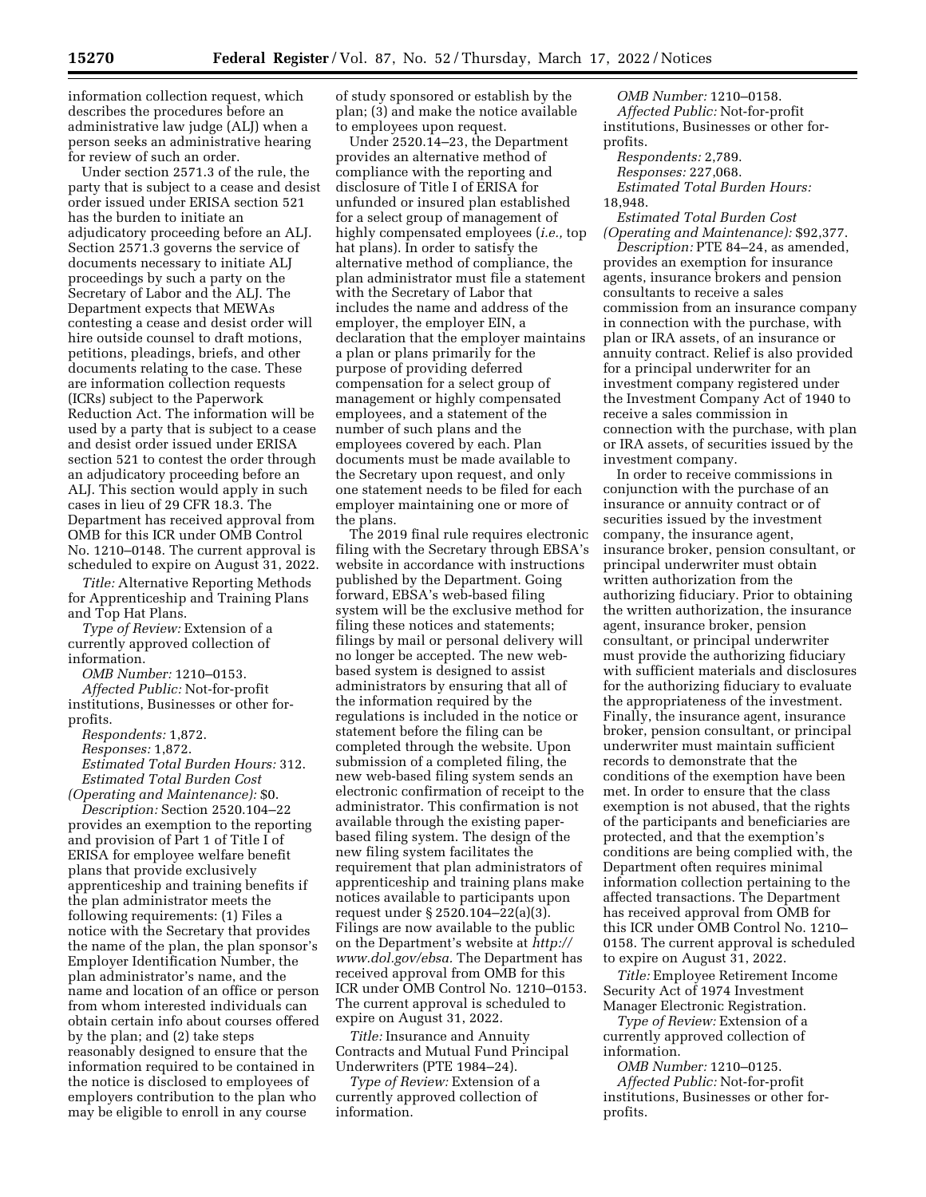information collection request, which describes the procedures before an administrative law judge (ALJ) when a person seeks an administrative hearing for review of such an order.

Under section 2571.3 of the rule, the party that is subject to a cease and desist order issued under ERISA section 521 has the burden to initiate an adjudicatory proceeding before an ALJ. Section 2571.3 governs the service of documents necessary to initiate ALJ proceedings by such a party on the Secretary of Labor and the ALJ. The Department expects that MEWAs contesting a cease and desist order will hire outside counsel to draft motions, petitions, pleadings, briefs, and other documents relating to the case. These are information collection requests (ICRs) subject to the Paperwork Reduction Act. The information will be used by a party that is subject to a cease and desist order issued under ERISA section 521 to contest the order through an adjudicatory proceeding before an ALJ. This section would apply in such cases in lieu of 29 CFR 18.3. The Department has received approval from OMB for this ICR under OMB Control No. 1210–0148. The current approval is scheduled to expire on August 31, 2022.

*Title:* Alternative Reporting Methods for Apprenticeship and Training Plans and Top Hat Plans.

*Type of Review:* Extension of a currently approved collection of information.

*OMB Number:* 1210–0153.

*Affected Public:* Not-for-profit institutions, Businesses or other for-profits.

*Respondents:* 1,872.

*Responses:* 1,872.

*Estimated Total Burden Hours:* 312.

*Estimated Total Burden Cost (Operating and Maintenance):* $0.

*Description:* Section 2520.104–22 provides an exemption to the reporting and provision of Part 1 of Title I of ERISA for employee welfare benefit plans that provide exclusively apprenticeship and training benefits if the plan administrator meets the following requirements: (1) Files a notice with the Secretary that provides the name of the plan, the plan sponsor's Employer Identification Number, the plan administrator's name, and the name and location of an office or person from whom interested individuals can obtain certain info about courses offered by the plan; and (2) take steps reasonably designed to ensure that the information required to be contained in the notice is disclosed to employees of employers contribution to the plan who may be eligible to enroll in any course of study sponsored or establish by the plan; (3) and make the notice available to employees upon request.

Under 2520.14–23, the Department provides an alternative method of compliance with the reporting and disclosure of Title I of ERISA for unfunded or insured plan established for a select group of management of highly compensated employees (*i.e.,* top hat plans). In order to satisfy the alternative method of compliance, the plan administrator must file a statement with the Secretary of Labor that includes the name and address of the employer, the employer EIN, a declaration that the employer maintains a plan or plans primarily for the purpose of providing deferred compensation for a select group of management or highly compensated employees, and a statement of the number of such plans and the employees covered by each. Plan documents must be made available to the Secretary upon request, and only one statement needs to be filed for each employer maintaining one or more of the plans.

The 2019 final rule requires electronic filing with the Secretary through EBSA's website in accordance with instructions published by the Department. Going forward, EBSA's web-based filing system will be the exclusive method for filing these notices and statements; filings by mail or personal delivery will no longer be accepted. The new web-based system is designed to assist administrators by ensuring that all of the information required by the regulations is included in the notice or statement before the filing can be completed through the website. Upon submission of a completed filing, the new web-based filing system sends an electronic confirmation of receipt to the administrator. This confirmation is not available through the existing paper-based filing system. The design of the new filing system facilitates the requirement that plan administrators of apprenticeship and training plans make notices available to participants upon request under § 2520.104–22(a)(3). Filings are now available to the public on the Department's website at *http://www.dol.gov/ebsa.* The Department has received approval from OMB for this ICR under OMB Control No. 1210–0153. The current approval is scheduled to expire on August 31, 2022.

*Title:* Insurance and Annuity Contracts and Mutual Fund Principal Underwriters (PTE 1984–24).

*Type of Review:* Extension of a currently approved collection of information.

*OMB Number:* 1210–0158.

*Affected Public:* Not-for-profit institutions, Businesses or other for-profits.

*Respondents:* 2,789.

*Responses:* 227,068.

*Estimated Total Burden Hours:* 18,948.

*Estimated Total Burden Cost (Operating and Maintenance):* $92,377.

*Description:* PTE 84–24, as amended, provides an exemption for insurance agents, insurance brokers and pension consultants to receive a sales commission from an insurance company in connection with the purchase, with plan or IRA assets, of an insurance or annuity contract. Relief is also provided for a principal underwriter for an investment company registered under the Investment Company Act of 1940 to receive a sales commission in connection with the purchase, with plan or IRA assets, of securities issued by the investment company.

In order to receive commissions in conjunction with the purchase of an insurance or annuity contract or of securities issued by the investment company, the insurance agent, insurance broker, pension consultant, or principal underwriter must obtain written authorization from the authorizing fiduciary. Prior to obtaining the written authorization, the insurance agent, insurance broker, pension consultant, or principal underwriter must provide the authorizing fiduciary with sufficient materials and disclosures for the authorizing fiduciary to evaluate the appropriateness of the investment. Finally, the insurance agent, insurance broker, pension consultant, or principal underwriter must maintain sufficient records to demonstrate that the conditions of the exemption have been met. In order to ensure that the class exemption is not abused, that the rights of the participants and beneficiaries are protected, and that the exemption's conditions are being complied with, the Department often requires minimal information collection pertaining to the affected transactions. The Department has received approval from OMB for this ICR under OMB Control No. 1210–0158. The current approval is scheduled to expire on August 31, 2022.

*Title:* Employee Retirement Income Security Act of 1974 Investment Manager Electronic Registration.

*Type of Review:* Extension of a currently approved collection of information.

*OMB Number:* 1210–0125.

*Affected Public:* Not-for-profit institutions, Businesses or other for-profits.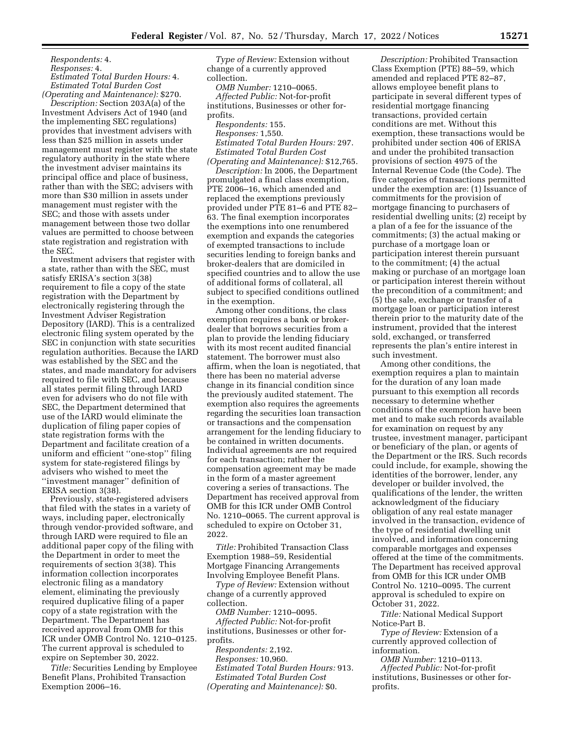*Respondents:* 4.

*Responses:* 4.

*Estimated Total Burden Hours:* 4.

*Estimated Total Burden Cost (Operating and Maintenance):* $270.

*Description:* Section 203A(a) of the Investment Advisers Act of 1940 (and the implementing SEC regulations) provides that investment advisers with less than $25 million in assets under management must register with the state regulatory authority in the state where the investment adviser maintains its principal office and place of business, rather than with the SEC; advisers with more than $30 million in assets under management must register with the SEC; and those with assets under management between those two dollar values are permitted to choose between state registration and registration with the SEC.

Investment advisers that register with a state, rather than with the SEC, must satisfy ERISA's section 3(38) requirement to file a copy of the state registration with the Department by electronically registering through the Investment Adviser Registration Depository (IARD). This is a centralized electronic filing system operated by the SEC in conjunction with state securities regulation authorities. Because the IARD was established by the SEC and the states, and made mandatory for advisers required to file with SEC, and because all states permit filing through IARD even for advisers who do not file with SEC, the Department determined that use of the IARD would eliminate the duplication of filing paper copies of state registration forms with the Department and facilitate creation of a uniform and efficient ''one-stop'' filing system for state-registered filings by advisers who wished to meet the ''investment manager'' definition of ERISA section 3(38).

Previously, state-registered advisers that filed with the states in a variety of ways, including paper, electronically through vendor-provided software, and through IARD were required to file an additional paper copy of the filing with the Department in order to meet the requirements of section 3(38). This information collection incorporates electronic filing as a mandatory element, eliminating the previously required duplicative filing of a paper copy of a state registration with the Department. The Department has received approval from OMB for this ICR under OMB Control No. 1210–0125. The current approval is scheduled to expire on September 30, 2022.

*Title:* Securities Lending by Employee Benefit Plans, Prohibited Transaction Exemption 2006–16.

*Type of Review:* Extension without change of a currently approved collection.

*OMB Number:* 1210–0065.

*Affected Public:* Not-for-profit institutions, Businesses or other for-profits.

*Respondents:* 155.

*Responses:* 1,550.

*Estimated Total Burden Hours:* 297.

*Estimated Total Burden Cost (Operating and Maintenance):* $12,765.

*Description:* In 2006, the Department promulgated a final class exemption, PTE 2006–16, which amended and replaced the exemptions previously provided under PTE 81–6 and PTE 82–63. The final exemption incorporates the exemptions into one renumbered exemption and expands the categories of exempted transactions to include securities lending to foreign banks and broker-dealers that are domiciled in specified countries and to allow the use of additional forms of collateral, all subject to specified conditions outlined in the exemption.

Among other conditions, the class exemption requires a bank or broker-dealer that borrows securities from a plan to provide the lending fiduciary with its most recent audited financial statement. The borrower must also affirm, when the loan is negotiated, that there has been no material adverse change in its financial condition since the previously audited statement. The exemption also requires the agreements regarding the securities loan transaction or transactions and the compensation arrangement for the lending fiduciary to be contained in written documents. Individual agreements are not required for each transaction; rather the compensation agreement may be made in the form of a master agreement covering a series of transactions. The Department has received approval from OMB for this ICR under OMB Control No. 1210–0065. The current approval is scheduled to expire on October 31, 2022.

*Title:* Prohibited Transaction Class Exemption 1988–59, Residential Mortgage Financing Arrangements Involving Employee Benefit Plans.

*Type of Review:* Extension without change of a currently approved collection.

*OMB Number:* 1210–0095.

*Affected Public:* Not-for-profit institutions, Businesses or other for-profits.

*Respondents:* 2,192.

*Responses:* 10,960.

*Estimated Total Burden Hours:* 913.

*Estimated Total Burden Cost (Operating and Maintenance):* $0.

*Description:* Prohibited Transaction Class Exemption (PTE) 88–59, which amended and replaced PTE 82–87, allows employee benefit plans to participate in several different types of residential mortgage financing transactions, provided certain conditions are met. Without this exemption, these transactions would be prohibited under section 406 of ERISA and under the prohibited transaction provisions of section 4975 of the Internal Revenue Code (the Code). The five categories of transactions permitted under the exemption are: (1) Issuance of commitments for the provision of mortgage financing to purchasers of residential dwelling units; (2) receipt by a plan of a fee for the issuance of the commitments; (3) the actual making or purchase of a mortgage loan or participation interest therein pursuant to the commitment; (4) the actual making or purchase of an mortgage loan or participation interest therein without the precondition of a commitment; and (5) the sale, exchange or transfer of a mortgage loan or participation interest therein prior to the maturity date of the instrument, provided that the interest sold, exchanged, or transferred represents the plan's entire interest in such investment.

Among other conditions, the exemption requires a plan to maintain for the duration of any loan made pursuant to this exemption all records necessary to determine whether conditions of the exemption have been met and to make such records available for examination on request by any trustee, investment manager, participant or beneficiary of the plan, or agents of the Department or the IRS. Such records could include, for example, showing the identities of the borrower, lender, any developer or builder involved, the qualifications of the lender, the written acknowledgment of the fiduciary obligation of any real estate manager involved in the transaction, evidence of the type of residential dwelling unit involved, and information concerning comparable mortgages and expenses offered at the time of the commitments. The Department has received approval from OMB for this ICR under OMB Control No. 1210–0095. The current approval is scheduled to expire on October 31, 2022.

*Title:* National Medical Support Notice-Part B.

*Type of Review:* Extension of a currently approved collection of information.

*OMB Number:* 1210–0113.

*Affected Public:* Not-for-profit institutions, Businesses or other for-profits.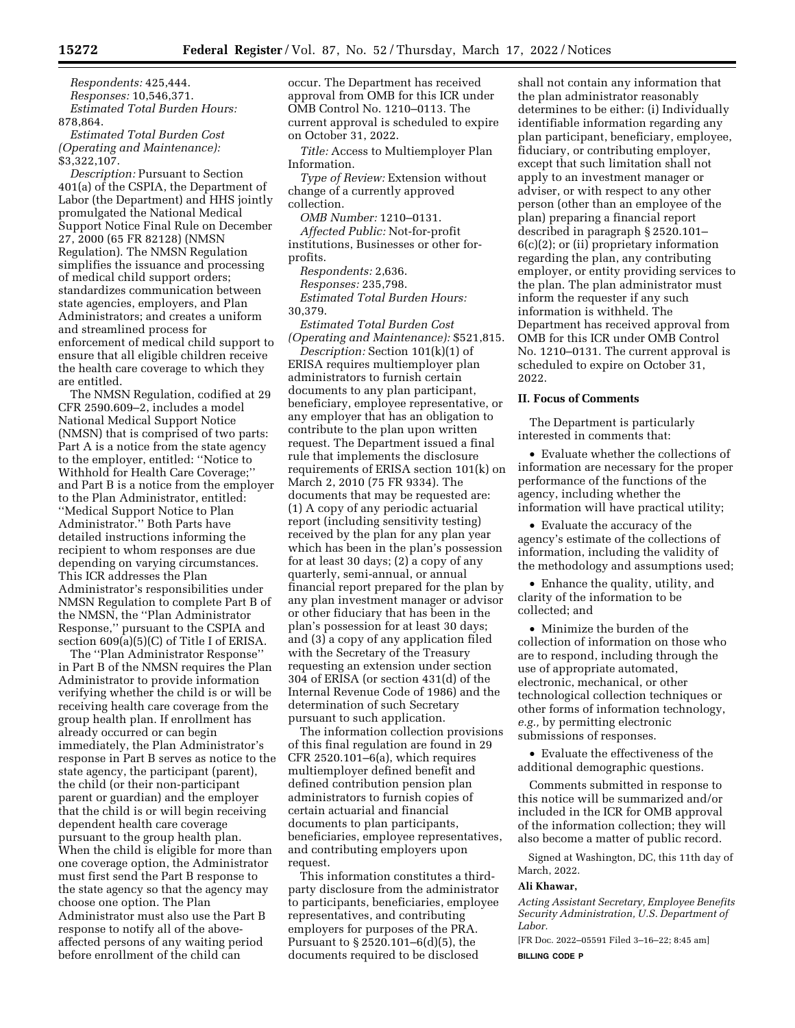*Respondents:* 425,444.

*Responses:* 10,546,371.

*Estimated Total Burden Hours:* 878,864.

*Estimated Total Burden Cost (Operating and Maintenance):* $3,322,107.

*Description:* Pursuant to Section 401(a) of the CSPIA, the Department of Labor (the Department) and HHS jointly promulgated the National Medical Support Notice Final Rule on December 27, 2000 (65 FR 82128) (NMSN Regulation). The NMSN Regulation simplifies the issuance and processing of medical child support orders; standardizes communication between state agencies, employers, and Plan Administrators; and creates a uniform and streamlined process for enforcement of medical child support to ensure that all eligible children receive the health care coverage to which they are entitled.

The NMSN Regulation, codified at 29 CFR 2590.609–2, includes a model National Medical Support Notice (NMSN) that is comprised of two parts: Part A is a notice from the state agency to the employer, entitled: ''Notice to Withhold for Health Care Coverage;'' and Part B is a notice from the employer to the Plan Administrator, entitled: ''Medical Support Notice to Plan Administrator.'' Both Parts have detailed instructions informing the recipient to whom responses are due depending on varying circumstances. This ICR addresses the Plan Administrator's responsibilities under NMSN Regulation to complete Part B of the NMSN, the ''Plan Administrator Response,'' pursuant to the CSPIA and section 609(a)(5)(C) of Title I of ERISA.

The ''Plan Administrator Response'' in Part B of the NMSN requires the Plan Administrator to provide information verifying whether the child is or will be receiving health care coverage from the group health plan. If enrollment has already occurred or can begin immediately, the Plan Administrator's response in Part B serves as notice to the state agency, the participant (parent), the child (or their non-participant parent or guardian) and the employer that the child is or will begin receiving dependent health care coverage pursuant to the group health plan. When the child is eligible for more than one coverage option, the Administrator must first send the Part B response to the state agency so that the agency may choose one option. The Plan Administrator must also use the Part B response to notify all of the above-affected persons of any waiting period before enrollment of the child can occur. The Department has received approval from OMB for this ICR under OMB Control No. 1210–0113. The current approval is scheduled to expire on October 31, 2022.

*Title:* Access to Multiemployer Plan Information.

*Type of Review:* Extension without change of a currently approved collection.

*OMB Number:* 1210–0131.

*Affected Public:* Not-for-profit institutions, Businesses or other for-profits.

*Respondents:* 2,636.

*Responses:* 235,798.

*Estimated Total Burden Hours:* 30,379.

*Estimated Total Burden Cost (Operating and Maintenance):* $521,815.

*Description:* Section 101(k)(1) of ERISA requires multiemployer plan administrators to furnish certain documents to any plan participant, beneficiary, employee representative, or any employer that has an obligation to contribute to the plan upon written request. The Department issued a final rule that implements the disclosure requirements of ERISA section 101(k) on March 2, 2010 (75 FR 9334). The documents that may be requested are: (1) A copy of any periodic actuarial report (including sensitivity testing) received by the plan for any plan year which has been in the plan's possession for at least 30 days; (2) a copy of any quarterly, semi-annual, or annual financial report prepared for the plan by any plan investment manager or advisor or other fiduciary that has been in the plan's possession for at least 30 days; and (3) a copy of any application filed with the Secretary of the Treasury requesting an extension under section 304 of ERISA (or section 431(d) of the Internal Revenue Code of 1986) and the determination of such Secretary pursuant to such application.

The information collection provisions of this final regulation are found in 29 CFR 2520.101–6(a), which requires multiemployer defined benefit and defined contribution pension plan administrators to furnish copies of certain actuarial and financial documents to plan participants, beneficiaries, employee representatives, and contributing employers upon request.

This information constitutes a third-party disclosure from the administrator to participants, beneficiaries, employee representatives, and contributing employers for purposes of the PRA. Pursuant to § 2520.101–6(d)(5), the documents required to be disclosed shall not contain any information that the plan administrator reasonably determines to be either: (i) Individually identifiable information regarding any plan participant, beneficiary, employee, fiduciary, or contributing employer, except that such limitation shall not apply to an investment manager or adviser, or with respect to any other person (other than an employee of the plan) preparing a financial report described in paragraph § 2520.101–6(c)(2); or (ii) proprietary information regarding the plan, any contributing employer, or entity providing services to the plan. The plan administrator must inform the requester if any such information is withheld. The Department has received approval from OMB for this ICR under OMB Control No. 1210–0131. The current approval is scheduled to expire on October 31, 2022.

## II. Focus of Comments

The Department is particularly interested in comments that:

- Evaluate whether the collections of information are necessary for the proper performance of the functions of the agency, including whether the information will have practical utility;
- Evaluate the accuracy of the agency's estimate of the collections of information, including the validity of the methodology and assumptions used;
- Enhance the quality, utility, and clarity of the information to be collected; and
- Minimize the burden of the collection of information on those who are to respond, including through the use of appropriate automated, electronic, mechanical, or other technological collection techniques or other forms of information technology, *e.g.,* by permitting electronic submissions of responses.
- Evaluate the effectiveness of the additional demographic questions.

Comments submitted in response to this notice will be summarized and/or included in the ICR for OMB approval of the information collection; they will also become a matter of public record.

Signed at Washington, DC, this 11th day of March, 2022.

**Ali Khawar,**

*Acting Assistant Secretary, Employee Benefits Security Administration, U.S. Department of Labor.*

[FR Doc. 2022–05591 Filed 3–16–22; 8:45 am]

**BILLING CODE P**